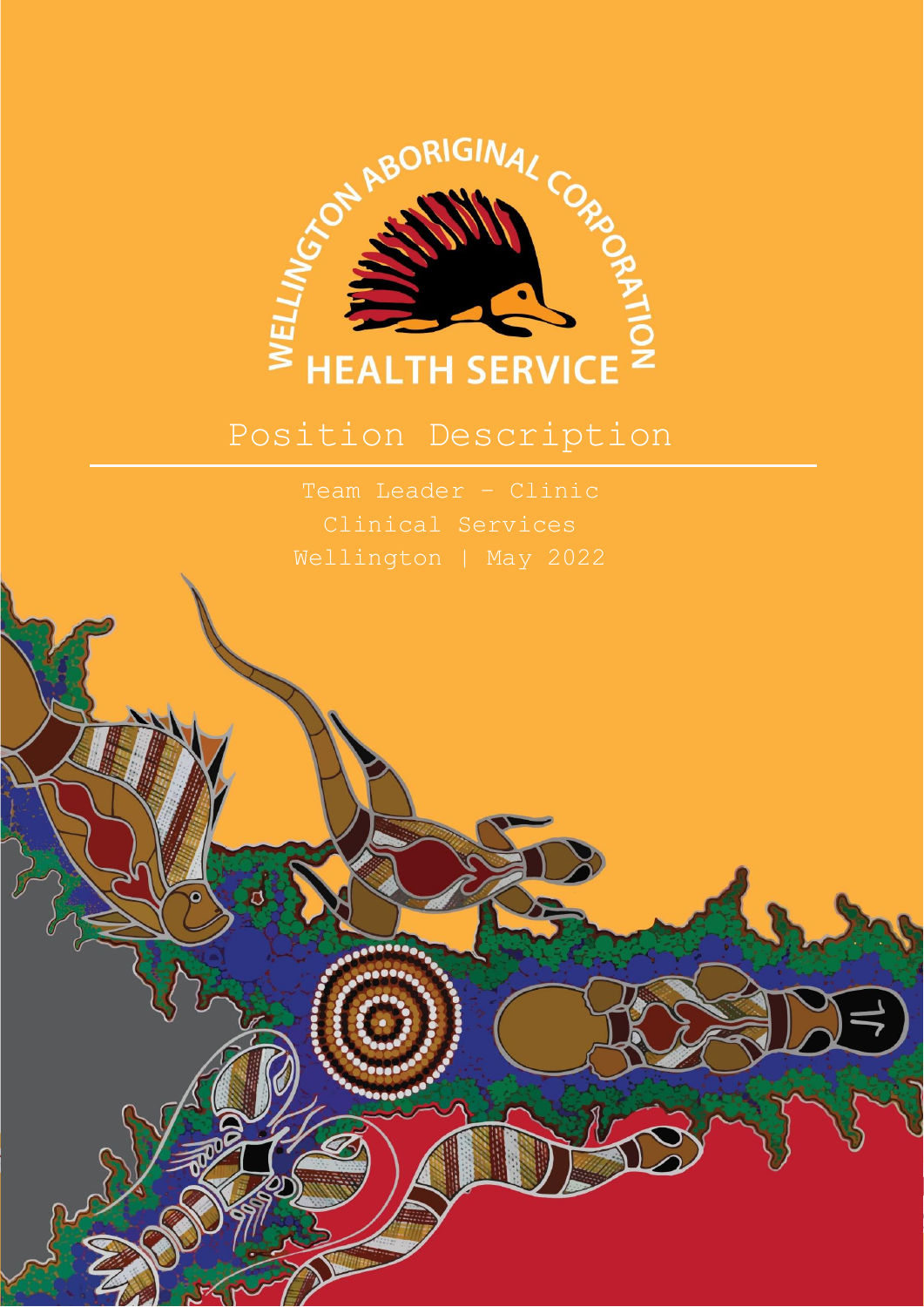WELLINGTON ABORIGINAL CORPORATION HEALTH SERVICE

# Position Description

Team Leader – Clinic

Clinical Services

Wellington | May 2022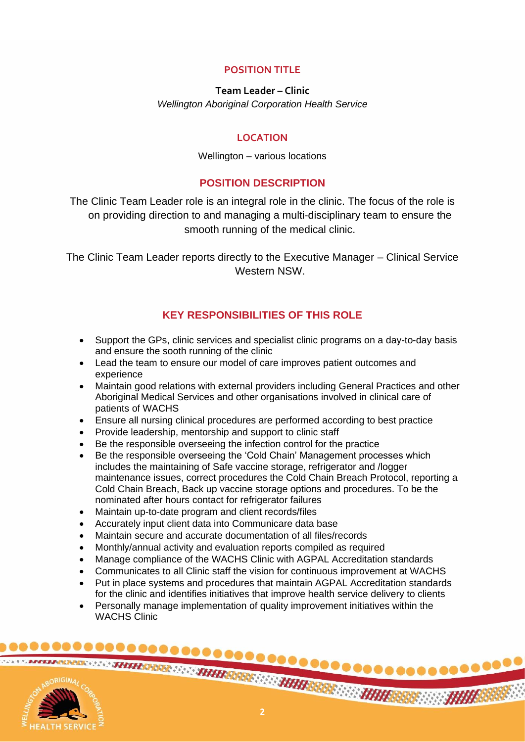## POSITION TITLE

**Team Leader – Clinic**

*Wellington Aboriginal Corporation Health Service*

## LOCATION

Wellington – various locations

## POSITION DESCRIPTION

The Clinic Team Leader role is an integral role in the clinic. The focus of the role is on providing direction to and managing a multi-disciplinary team to ensure the smooth running of the medical clinic.

The Clinic Team Leader reports directly to the Executive Manager – Clinical Service Western NSW.

## KEY RESPONSIBILITIES OF THIS ROLE

- Support the GPs, clinic services and specialist clinic programs on a day-to-day basis and ensure the sooth running of the clinic
- Lead the team to ensure our model of care improves patient outcomes and experience
- Maintain good relations with external providers including General Practices and other Aboriginal Medical Services and other organisations involved in clinical care of patients of WACHS
- Ensure all nursing clinical procedures are performed according to best practice
- Provide leadership, mentorship and support to clinic staff
- Be the responsible overseeing the infection control for the practice
- Be the responsible overseeing the 'Cold Chain' Management processes which includes the maintaining of Safe vaccine storage, refrigerator and /logger maintenance issues, correct procedures the Cold Chain Breach Protocol, reporting a Cold Chain Breach, Back up vaccine storage options and procedures. To be the nominated after hours contact for refrigerator failures
- Maintain up-to-date program and client records/files
- Accurately input client data into Communicare data base
- Maintain secure and accurate documentation of all files/records
- Monthly/annual activity and evaluation reports compiled as required
- Manage compliance of the WACHS Clinic with AGPAL Accreditation standards
- Communicates to all Clinic staff the vision for continuous improvement at WACHS
- Put in place systems and procedures that maintain AGPAL Accreditation standards for the clinic and identifies initiatives that improve health service delivery to clients
- Personally manage implementation of quality improvement initiatives within the WACHS Clinic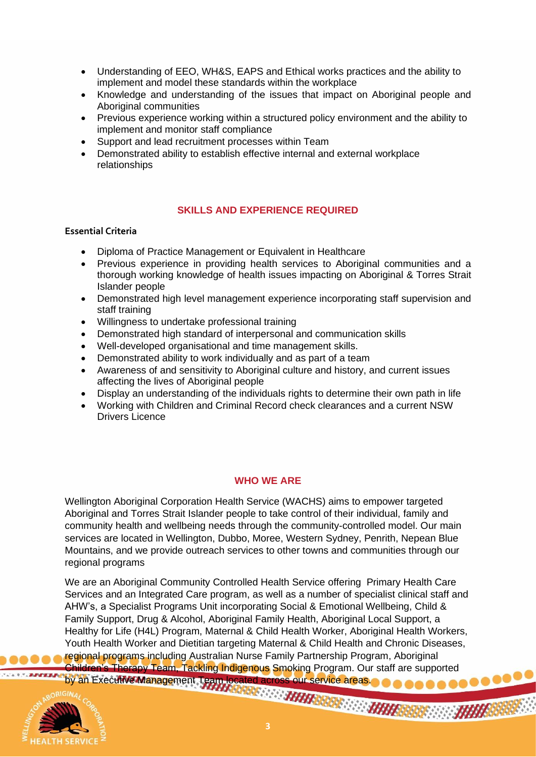- Understanding of EEO, WH&S, EAPS and Ethical works practices and the ability to implement and model these standards within the workplace
- Knowledge and understanding of the issues that impact on Aboriginal people and Aboriginal communities
- Previous experience working within a structured policy environment and the ability to implement and monitor staff compliance
- Support and lead recruitment processes within Team
- Demonstrated ability to establish effective internal and external workplace relationships

## SKILLS AND EXPERIENCE REQUIRED

**Essential Criteria**

- Diploma of Practice Management or Equivalent in Healthcare
- Previous experience in providing health services to Aboriginal communities and a thorough working knowledge of health issues impacting on Aboriginal & Torres Strait Islander people
- Demonstrated high level management experience incorporating staff supervision and staff training
- Willingness to undertake professional training
- Demonstrated high standard of interpersonal and communication skills
- Well-developed organisational and time management skills.
- Demonstrated ability to work individually and as part of a team
- Awareness of and sensitivity to Aboriginal culture and history, and current issues affecting the lives of Aboriginal people
- Display an understanding of the individuals rights to determine their own path in life
- Working with Children and Criminal Record check clearances and a current NSW Drivers Licence

## WHO WE ARE

Wellington Aboriginal Corporation Health Service (WACHS) aims to empower targeted Aboriginal and Torres Strait Islander people to take control of their individual, family and community health and wellbeing needs through the community-controlled model. Our main services are located in Wellington, Dubbo, Moree, Western Sydney, Penrith, Nepean Blue Mountains, and we provide outreach services to other towns and communities through our regional programs

We are an Aboriginal Community Controlled Health Service offering Primary Health Care Services and an Integrated Care program, as well as a number of specialist clinical staff and AHW's, a Specialist Programs Unit incorporating Social & Emotional Wellbeing, Child & Family Support, Drug & Alcohol, Aboriginal Family Health, Aboriginal Local Support, a Healthy for Life (H4L) Program, Maternal & Child Health Worker, Aboriginal Health Workers, Youth Health Worker and Dietitian targeting Maternal & Child Health and Chronic Diseases, regional programs including Australian Nurse Family Partnership Program, Aboriginal Children's Therapy Team, Tackling Indigenous Smoking Program. Our staff are supported by an Executive Management Team located across our service areas.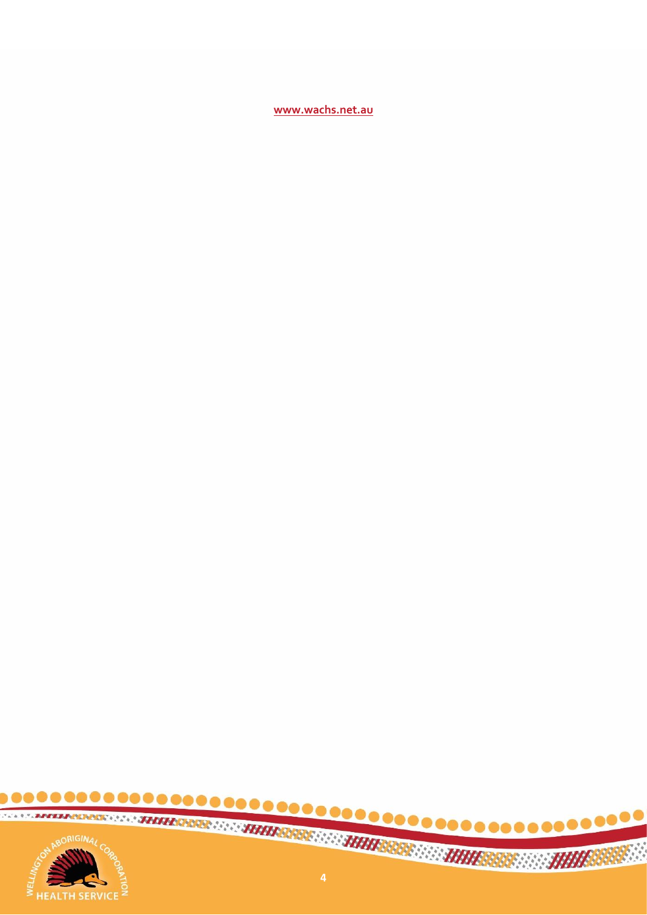www.wachs.net.au